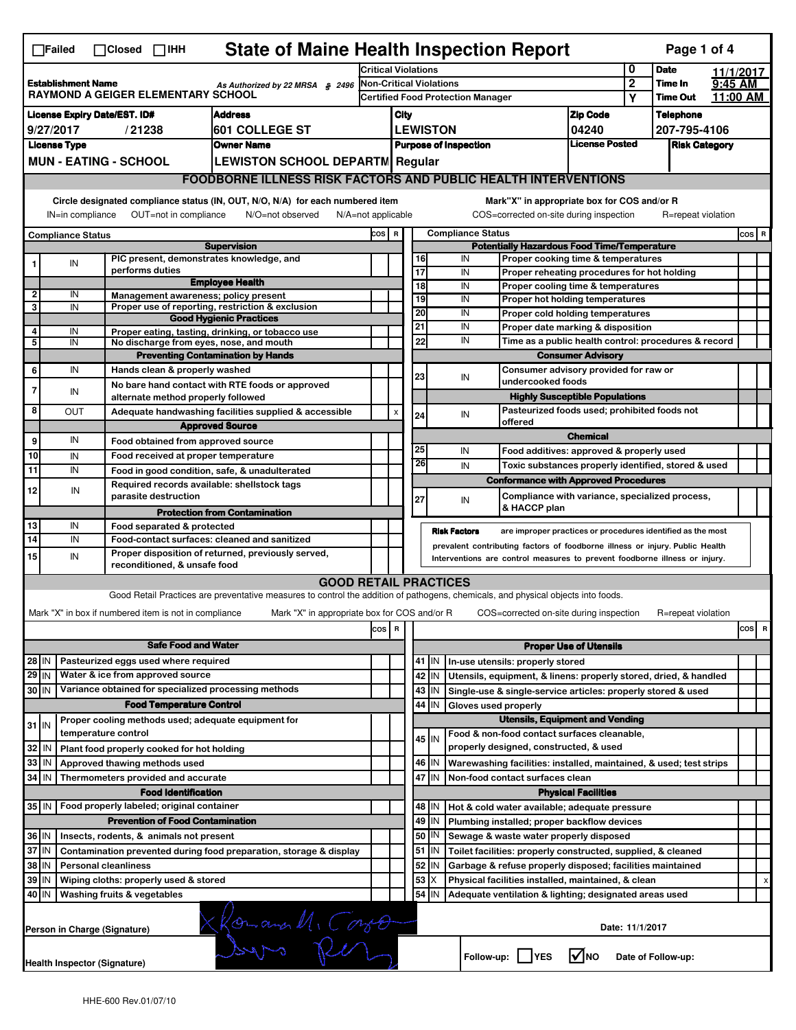☐Failed ☐Closed ☐IHH

# State of Maine Health Inspection Report

| Establishment Name | As Authorized by 22 MRSA § 2496 | Critical Violations | 0 | Date | 11/1/2017 |
|---|---|---|---|---|---|
| RAYMOND A GEIGER ELEMENTARY SCHOOL | | Non-Critical Violations | 2 | Time In | 9:45 AM |
| | | Certified Food Protection Manager | Y | Time Out | 11:00 AM |

| License Expiry Date/EST. ID# | Address | City | Zip Code | Telephone |
|---|---|---|---|---|
| 9/27/2017 / 21238 | 601 COLLEGE ST | LEWISTON | 04240 | 207-795-4106 |

| License Type | Owner Name | Purpose of Inspection | License Posted | Risk Category |
|---|---|---|---|---|
| MUN - EATING - SCHOOL | LEWISTON SCHOOL DEPARTM | Regular | | |

## FOODBORNE ILLNESS RISK FACTORS AND PUBLIC HEALTH INTERVENTIONS

Circle designated compliance status (IN, OUT, N/O, N/A) for each numbered item
IN=in compliance OUT=not in compliance N/O=not observed N/A=not applicable

Mark"X" in appropriate box for COS and/or R
COS=corrected on-site during inspection R=repeat violation

| # | Compliance Status | | COS | R |
|---|---|---|---|---|
| | | **Supervision** | | |
| 1 | IN | PIC present, demonstrates knowledge, and performs duties | | |
| | | **Employee Health** | | |
| 2 | IN | Management awareness; policy present | | |
| 3 | IN | Proper use of reporting, restriction & exclusion | | |
| | | **Good Hygienic Practices** | | |
| 4 | IN | Proper eating, tasting, drinking, or tobacco use | | |
| 5 | IN | No discharge from eyes, nose, and mouth | | |
| | | **Preventing Contamination by Hands** | | |
| 6 | IN | Hands clean & properly washed | | |
| 7 | IN | No bare hand contact with RTE foods or approved alternate method properly followed | | |
| 8 | OUT | Adequate handwashing facilities supplied & accessible | | x |
| | | **Approved Source** | | |
| 9 | IN | Food obtained from approved source | | |
| 10 | IN | Food received at proper temperature | | |
| 11 | IN | Food in good condition, safe, & unadulterated | | |
| 12 | IN | Required records available: shellstock tags parasite destruction | | |
| | | **Protection from Contamination** | | |
| 13 | IN | Food separated & protected | | |
| 14 | IN | Food-contact surfaces: cleaned and sanitized | | |
| 15 | IN | Proper disposition of returned, previously served, reconditioned, & unsafe food | | |
| | | **Potentially Hazardous Food Time/Temperature** | | |
| 16 | IN | Proper cooking time & temperatures | | |
| 17 | IN | Proper reheating procedures for hot holding | | |
| 18 | IN | Proper cooling time & temperatures | | |
| 19 | IN | Proper hot holding temperatures | | |
| 20 | IN | Proper cold holding temperatures | | |
| 21 | IN | Proper date marking & disposition | | |
| 22 | IN | Time as a public health control: procedures & record | | |
| | | **Consumer Advisory** | | |
| 23 | IN | Consumer advisory provided for raw or undercooked foods | | |
| | | **Highly Susceptible Populations** | | |
| 24 | IN | Pasteurized foods used; prohibited foods not offered | | |
| | | **Chemical** | | |
| 25 | IN | Food additives: approved & properly used | | |
| 26 | IN | Toxic substances properly identified, stored & used | | |
| | | **Conformance with Approved Procedures** | | |
| 27 | IN | Compliance with variance, specialized process, & HACCP plan | | |

**Risk Factors** are improper practices or procedures identified as the most prevalent contributing factors of foodborne illness or injury. Public Health Interventions are control measures to prevent foodborne illness or injury.

## GOOD RETAIL PRACTICES

Good Retail Practices are preventative measures to control the addition of pathogens, chemicals, and physical objects into foods.

Mark "X" in box if numbered item is not in compliance Mark "X" in appropriate box for COS and/or R COS=corrected on-site during inspection R=repeat violation

| # | | | COS | R |
|---|---|---|---|---|
| | | **Safe Food and Water** | | |
| 28 | IN | Pasteurized eggs used where required | | |
| 29 | IN | Water & ice from approved source | | |
| 30 | IN | Variance obtained for specialized processing methods | | |
| | | **Food Temperature Control** | | |
| 31 | IN | Proper cooling methods used; adequate equipment for temperature control | | |
| 32 | IN | Plant food properly cooked for hot holding | | |
| 33 | IN | Approved thawing methods used | | |
| 34 | IN | Thermometers provided and accurate | | |
| | | **Food Identification** | | |
| 35 | IN | Food properly labeled; original container | | |
| | | **Prevention of Food Contamination** | | |
| 36 | IN | Insects, rodents, & animals not present | | |
| 37 | IN | Contamination prevented during food preparation, storage & display | | |
| 38 | IN | Personal cleanliness | | |
| 39 | IN | Wiping cloths: properly used & stored | | |
| 40 | IN | Washing fruits & vegetables | | |
| | | **Proper Use of Utensils** | | |
| 41 | IN | In-use utensils: properly stored | | |
| 42 | IN | Utensils, equipment, & linens: properly stored, dried, & handled | | |
| 43 | IN | Single-use & single-service articles: properly stored & used | | |
| 44 | IN | Gloves used properly | | |
| | | **Utensils, Equipment and Vending** | | |
| 45 | IN | Food & non-food contact surfaces cleanable, properly designed, constructed, & used | | |
| 46 | IN | Warewashing facilities: installed, maintained, & used; test strips | | |
| 47 | IN | Non-food contact surfaces clean | | |
| | | **Physical Facilities** | | |
| 48 | IN | Hot & cold water available; adequate pressure | | |
| 49 | IN | Plumbing installed; proper backflow devices | | |
| 50 | IN | Sewage & waste water properly disposed | | |
| 51 | IN | Toilet facilities: properly constructed, supplied, & cleaned | | |
| 52 | IN | Garbage & refuse properly disposed; facilities maintained | | |
| 53 | X | Physical facilities installed, maintained, & clean | | x |
| 54 | IN | Adequate ventilation & lighting; designated areas used | | |

Person in Charge (Signature): [signature] Date: 11/1/2017

Health Inspector (Signature): [signature]

Follow-up: ☐ YES ☑ NO Date of Follow-up:

HHE-600 Rev.01/07/10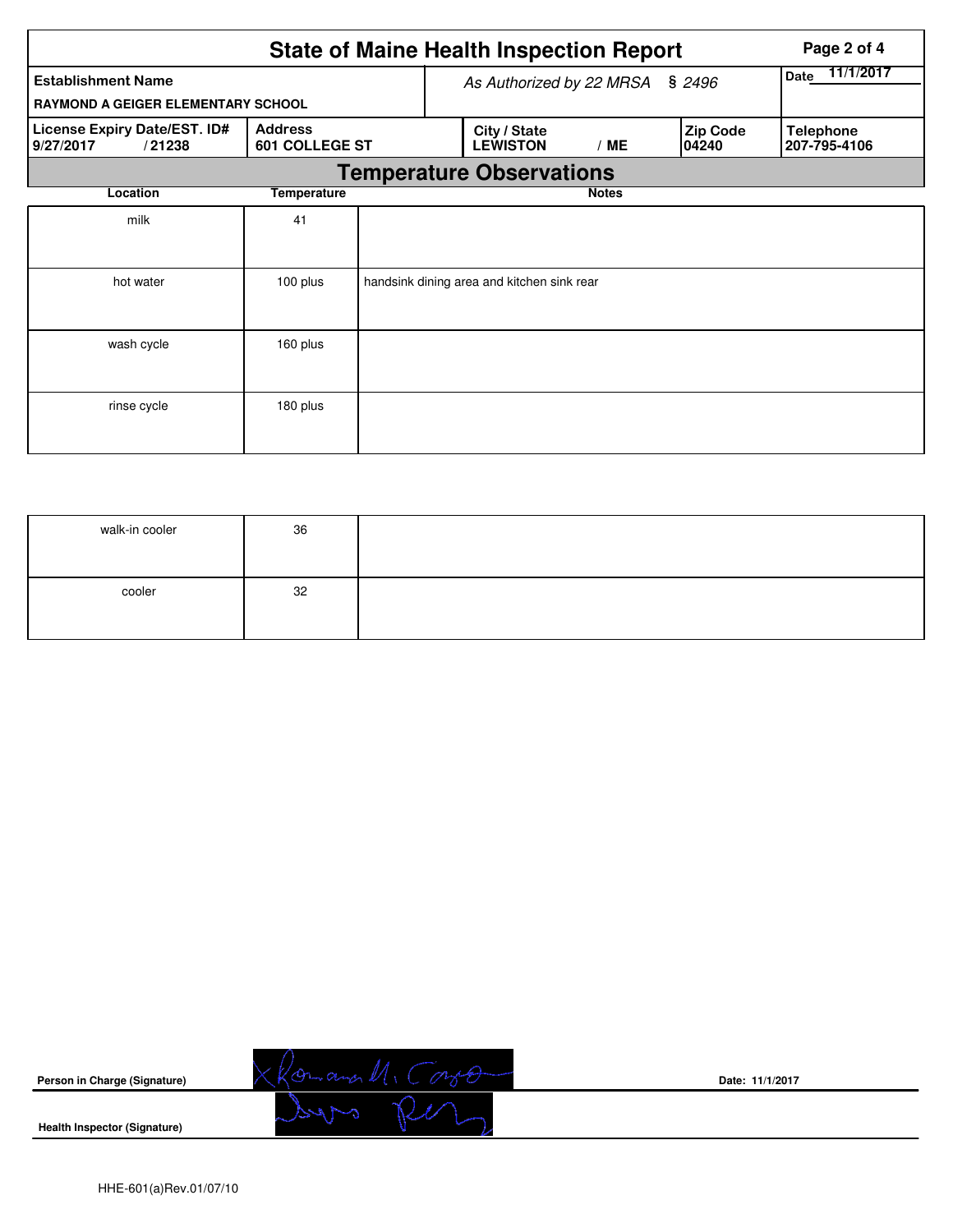# State of Maine Health Inspection Report

| Establishment Name | As Authorized by 22 MRSA § 2496 | Date 11/1/2017 |
|---|---|---|
| RAYMOND A GEIGER ELEMENTARY SCHOOL | | |

| License Expiry Date/EST. ID# | Address | City / State | Zip Code | Telephone |
|---|---|---|---|---|
| 9/27/2017 / 21238 | 601 COLLEGE ST | LEWISTON / ME | 04240 | 207-795-4106 |

## Temperature Observations

| Location | Temperature | Notes |
|---|---|---|
| milk | 41 | |
| hot water | 100 plus | handsink dining area and kitchen sink rear |
| wash cycle | 160 plus | |
| rinse cycle | 180 plus | |
| walk-in cooler | 36 | |
| cooler | 32 | |

**Person in Charge (Signature)** 

**Date:** 11/1/2017

**Health Inspector (Signature)** 

HHE-601(a)Rev.01/07/10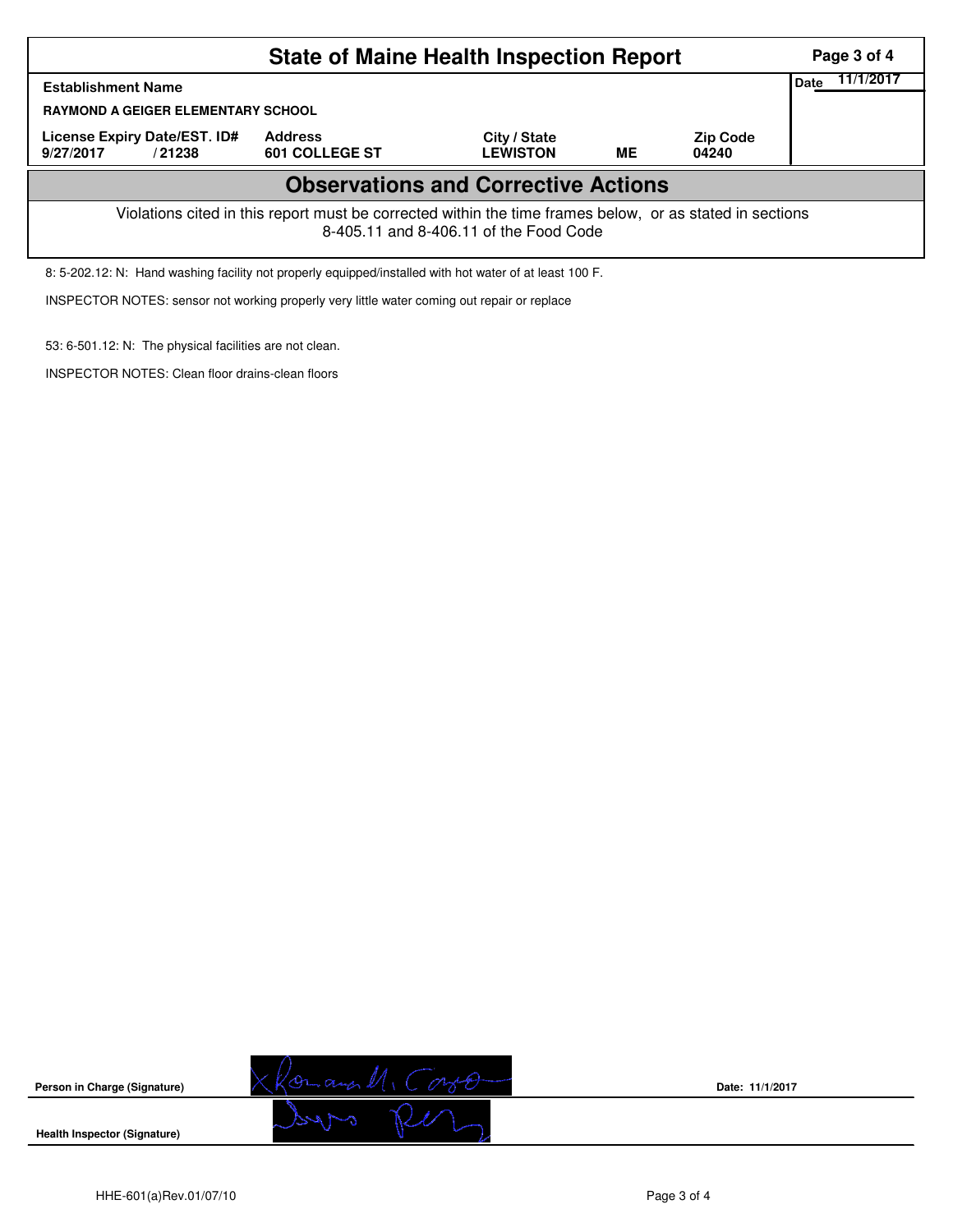# State of Maine Health Inspection Report

| Establishment Name | | | | | Date 11/1/2017 |
|---|---|---|---|---|---|
| RAYMOND A GEIGER ELEMENTARY SCHOOL | | | | | |
| License Expiry Date/EST. ID# | Address | City / State | | Zip Code | |
| 9/27/2017 / 21238 | 601 COLLEGE ST | LEWISTON | ME | 04240 | |

## Observations and Corrective Actions

Violations cited in this report must be corrected within the time frames below, or as stated in sections 8-405.11 and 8-406.11 of the Food Code

8: 5-202.12: N: Hand washing facility not properly equipped/installed with hot water of at least 100 F.

INSPECTOR NOTES: sensor not working properly very little water coming out repair or replace

53: 6-501.12: N: The physical facilities are not clean.

INSPECTOR NOTES: Clean floor drains-clean floors

**Person in Charge (Signature)** Date: 11/1/2017

**Health Inspector (Signature)**

HHE-601(a)Rev.01/07/10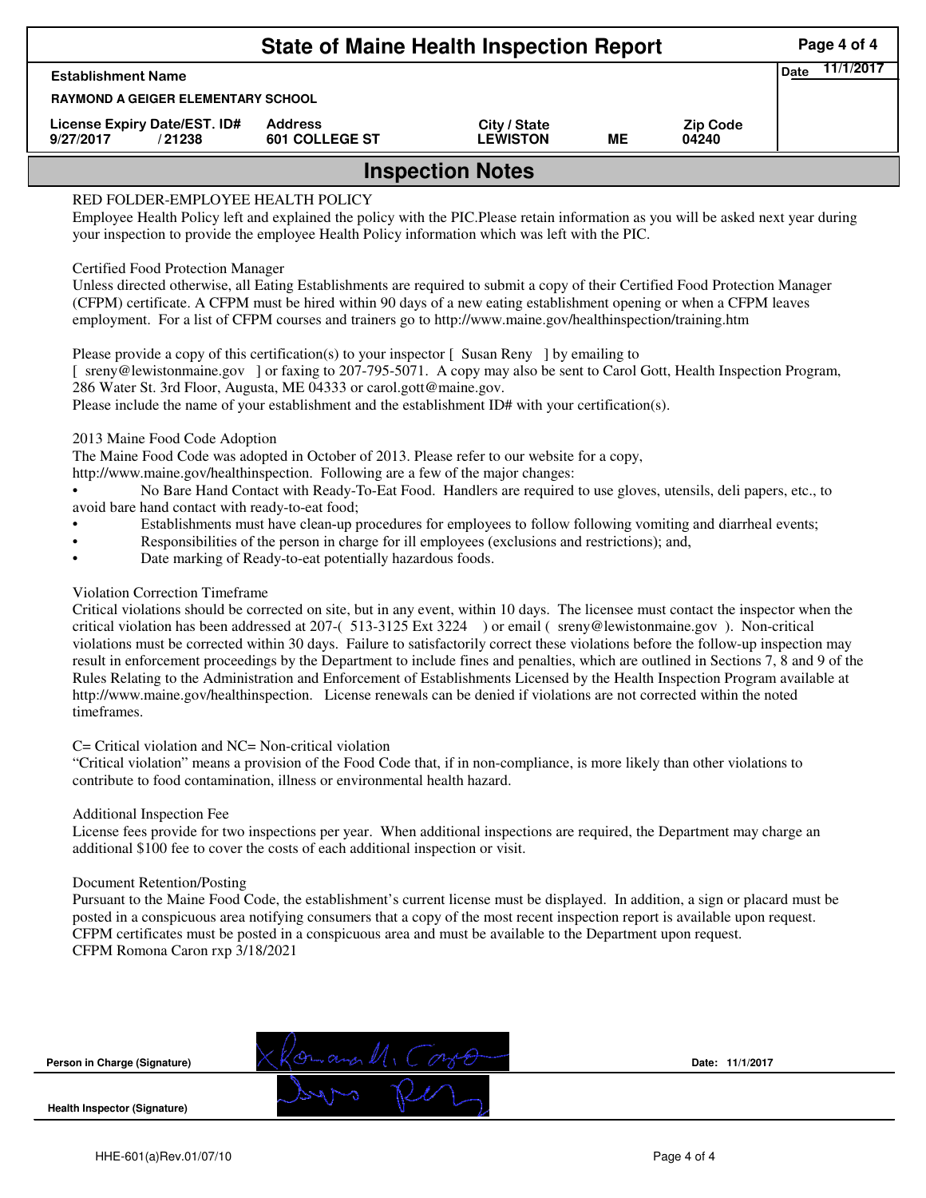# State of Maine Health Inspection Report

| Establishment Name | | | | | Date 11/1/2017 |
|---|---|---|---|---|---|
| RAYMOND A GEIGER ELEMENTARY SCHOOL | | | | | |
| License Expiry Date/EST. ID# 9/27/2017 / 21238 | Address 601 COLLEGE ST | City / State LEWISTON | ME | Zip Code 04240 | |

## Inspection Notes

RED FOLDER-EMPLOYEE HEALTH POLICY

Employee Health Policy left and explained the policy with the PIC.Please retain information as you will be asked next year during your inspection to provide the employee Health Policy information which was left with the PIC.

Certified Food Protection Manager

Unless directed otherwise, all Eating Establishments are required to submit a copy of their Certified Food Protection Manager (CFPM) certificate. A CFPM must be hired within 90 days of a new eating establishment opening or when a CFPM leaves employment. For a list of CFPM courses and trainers go to http://www.maine.gov/healthinspection/training.htm

Please provide a copy of this certification(s) to your inspector [ Susan Reny ] by emailing to [ sreny@lewistonmaine.gov ] or faxing to 207-795-5071. A copy may also be sent to Carol Gott, Health Inspection Program, 286 Water St. 3rd Floor, Augusta, ME 04333 or carol.gott@maine.gov.
Please include the name of your establishment and the establishment ID# with your certification(s).

2013 Maine Food Code Adoption

The Maine Food Code was adopted in October of 2013. Please refer to our website for a copy, http://www.maine.gov/healthinspection. Following are a few of the major changes:

- No Bare Hand Contact with Ready-To-Eat Food. Handlers are required to use gloves, utensils, deli papers, etc., to avoid bare hand contact with ready-to-eat food;
- Establishments must have clean-up procedures for employees to follow following vomiting and diarrheal events;
- Responsibilities of the person in charge for ill employees (exclusions and restrictions); and,
- Date marking of Ready-to-eat potentially hazardous foods.

Violation Correction Timeframe

Critical violations should be corrected on site, but in any event, within 10 days. The licensee must contact the inspector when the critical violation has been addressed at 207-( 513-3125 Ext 3224 ) or email ( sreny@lewistonmaine.gov ). Non-critical violations must be corrected within 30 days. Failure to satisfactorily correct these violations before the follow-up inspection may result in enforcement proceedings by the Department to include fines and penalties, which are outlined in Sections 7, 8 and 9 of the Rules Relating to the Administration and Enforcement of Establishments Licensed by the Health Inspection Program available at http://www.maine.gov/healthinspection. License renewals can be denied if violations are not corrected within the noted timeframes.

C= Critical violation and NC= Non-critical violation

"Critical violation" means a provision of the Food Code that, if in non-compliance, is more likely than other violations to contribute to food contamination, illness or environmental health hazard.

Additional Inspection Fee

License fees provide for two inspections per year. When additional inspections are required, the Department may charge an additional $100 fee to cover the costs of each additional inspection or visit.

Document Retention/Posting

Pursuant to the Maine Food Code, the establishment's current license must be displayed. In addition, a sign or placard must be posted in a conspicuous area notifying consumers that a copy of the most recent inspection report is available upon request. CFPM certificates must be posted in a conspicuous area and must be available to the Department upon request.
CFPM Romona Caron rxp 3/18/2021

Person in Charge (Signature) Date: 11/1/2017

Health Inspector (Signature)

HHE-601(a)Rev.01/07/10